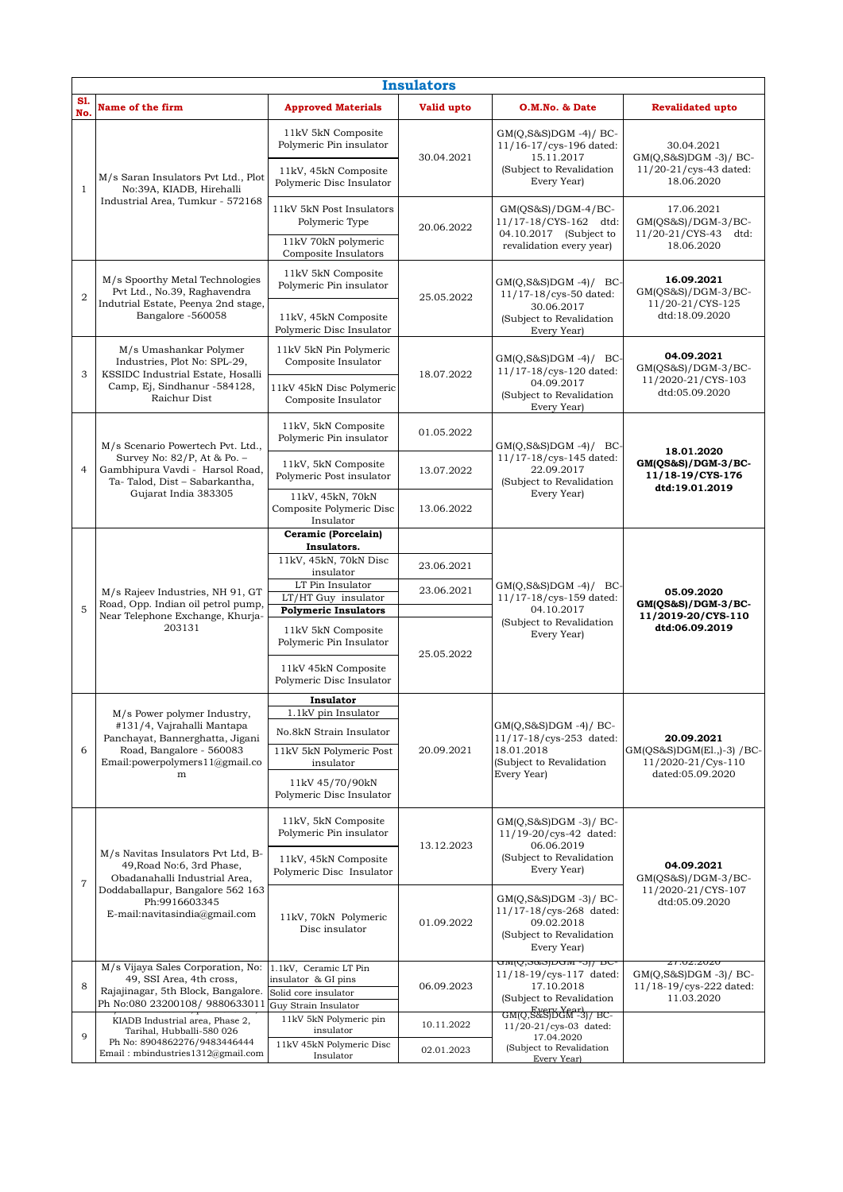# Insulators

| Sl. No. | Name of the firm | Approved Materials | Valid upto | O.M.No. & Date | Revalidated upto |
|---|---|---|---|---|---|
| 1 | M/s Saran Insulators Pvt Ltd., Plot No:39A, KIADB, Hirehalli Industrial Area, Tumkur - 572168 | 11kV 5kN Composite Polymeric Pin insulator | 30.04.2021 | GM(Q,S&S)DGM -4)/ BC-11/16-17/cys-196 dated: 15.11.2017 (Subject to Revalidation Every Year) | 30.04.2021 GM(Q,S&S)DGM -3)/ BC-11/20-21/cys-43 dated: 18.06.2020 |
| | | 11kV, 45kN Composite Polymeric Disc Insulator | | | |
| | | 11kV 5kN Post Insulators Polymeric Type | 20.06.2022 | GM(QS&S)/DGM-4/BC-11/17-18/CYS-162 dtd: 04.10.2017 (Subject to revalidation every year) | 17.06.2021 GM(QS&S)/DGM-3/BC-11/20-21/CYS-43 dtd: 18.06.2020 |
| | | 11kV 70kN polymeric Composite Insulators | | | |
| 2 | M/s Spoorthy Metal Technologies Pvt Ltd., No.39, Raghavendra Indutrial Estate, Peenya 2nd stage, Bangalore -560058 | 11kV 5kN Composite Polymeric Pin insulator | 25.05.2022 | GM(Q,S&S)DGM -4)/ BC-11/17-18/cys-50 dated: 30.06.2017 (Subject to Revalidation Every Year) | **16.09.2021** GM(QS&S)/DGM-3/BC-11/20-21/CYS-125 dtd:18.09.2020 |
| | | 11kV, 45kN Composite Polymeric Disc Insulator | | | |
| 3 | M/s Umashankar Polymer Industries, Plot No: SPL-29, KSSIDC Industrial Estate, Hosalli Camp, Ej, Sindhanur -584128, Raichur Dist | 11kV 5kN Pin Polymeric Composite Insulator | 18.07.2022 | GM(Q,S&S)DGM -4)/ BC-11/17-18/cys-120 dated: 04.09.2017 (Subject to Revalidation Every Year) | **04.09.2021** GM(QS&S)/DGM-3/BC-11/2020-21/CYS-103 dtd:05.09.2020 |
| | | 11kV 45kN Disc Polymeric Composite Insulator | | | |
| 4 | M/s Scenario Powertech Pvt. Ltd., Survey No: 82/P, At & Po. – Gambhipura Vavdi - Harsol Road, Ta- Talod, Dist – Sabarkantha, Gujarat India 383305 | 11kV, 5kN Composite Polymeric Pin insulator | 01.05.2022 | GM(Q,S&S)DGM -4)/ BC-11/17-18/cys-145 dated: 22.09.2017 (Subject to Revalidation Every Year) | **18.01.2020 GM(QS&S)/DGM-3/BC-11/18-19/CYS-176 dtd:19.01.2019** |
| | | 11kV, 5kN Composite Polymeric Post insulator | 13.07.2022 | | |
| | | 11kV, 45kN, 70kN Composite Polymeric Disc Insulator | 13.06.2022 | | |
| 5 | M/s Rajeev Industries, NH 91, GT Road, Opp. Indian oil petrol pump, Near Telephone Exchange, Khurja-203131 | **Ceramic (Porcelain) Insulators.** | | GM(Q,S&S)DGM -4)/ BC-11/17-18/cys-159 dated: 04.10.2017 (Subject to Revalidation Every Year) | **05.09.2020 GM(QS&S)/DGM-3/BC-11/2019-20/CYS-110 dtd:06.09.2019** |
| | | 11kV, 45kN, 70kN Disc insulator | 23.06.2021 | | |
| | | LT Pin Insulator | 23.06.2021 | | |
| | | LT/HT Guy insulator | | | |
| | | **Polymeric Insulators** | | | |
| | | 11kV 5kN Composite Polymeric Pin Insulator | 25.05.2022 | | |
| | | 11kV 45kN Composite Polymeric Disc Insulator | | | |
| 6 | M/s Power polymer Industry, #131/4, Vajrahalli Mantapa Panchayat, Bannerghatta, Jigani Road, Bangalore - 560083 Email:powerpolymers11@gmail.com | **Insulator** | 20.09.2021 | GM(Q,S&S)DGM -4)/ BC-11/17-18/cys-253 dated: 18.01.2018 (Subject to Revalidation Every Year) | **20.09.2021** GM(QS&S)DGM(El.,)-3) /BC-11/2020-21/Cys-110 dated:05.09.2020 |
| | | 1.1kV pin Insulator | | | |
| | | No.8kN Strain Insulator | | | |
| | | 11kV 5kN Polymeric Post insulator | | | |
| | | 11kV 45/70/90kN Polymeric Disc Insulator | | | |
| 7 | M/s Navitas Insulators Pvt Ltd, B-49,Road No:6, 3rd Phase, Obadanahalli Industrial Area, Doddaballapur, Bangalore 562 163 Ph:9916603345 E-mail:navitasindia@gmail.com | 11kV, 5kN Composite Polymeric Pin insulator | 13.12.2023 | GM(Q,S&S)DGM -3)/ BC-11/19-20/cys-42 dated: 06.06.2019 (Subject to Revalidation Every Year) | **04.09.2021** GM(QS&S)/DGM-3/BC-11/2020-21/CYS-107 dtd:05.09.2020 |
| | | 11kV, 45kN Composite Polymeric Disc Insulator | | | |
| | | 11kV, 70kN Polymeric Disc insulator | 01.09.2022 | GM(Q,S&S)DGM -3)/ BC-11/17-18/cys-268 dated: 09.02.2018 (Subject to Revalidation Every Year) | |
| 8 | M/s Vijaya Sales Corporation, No: 49, SSI Area, 4th cross, Rajajinagar, 5th Block, Bangalore. Ph No:080 23200108/ 9880633011 | 1.1kV, Ceramic LT Pin insulator & GI pins | 06.09.2023 | GM(Q,S&S)DGM -3)/ BC-11/18-19/cys-117 dated: 17.10.2018 (Subject to Revalidation Every Year) | 27.02.2020 GM(Q,S&S)DGM -3)/ BC-11/18-19/cys-222 dated: 11.03.2020 |
| | | Solid core insulator | | | |
| | | Guy Strain Insulator | | | |
| 9 | KIADB Industrial area, Phase 2, Tarihal, Hubballi-580 026 Ph No: 8904862276/9483446444 Email : mbindustries1312@gmail.com | 11kV 5kN Polymeric pin insulator | 10.11.2022 | GM(Q,S&S)DGM -3)/ BC-11/20-21/cys-03 dated: 17.04.2020 (Subject to Revalidation Every Year) | |
| | | 11kV 45kN Polymeric Disc Insulator | 02.01.2023 | | |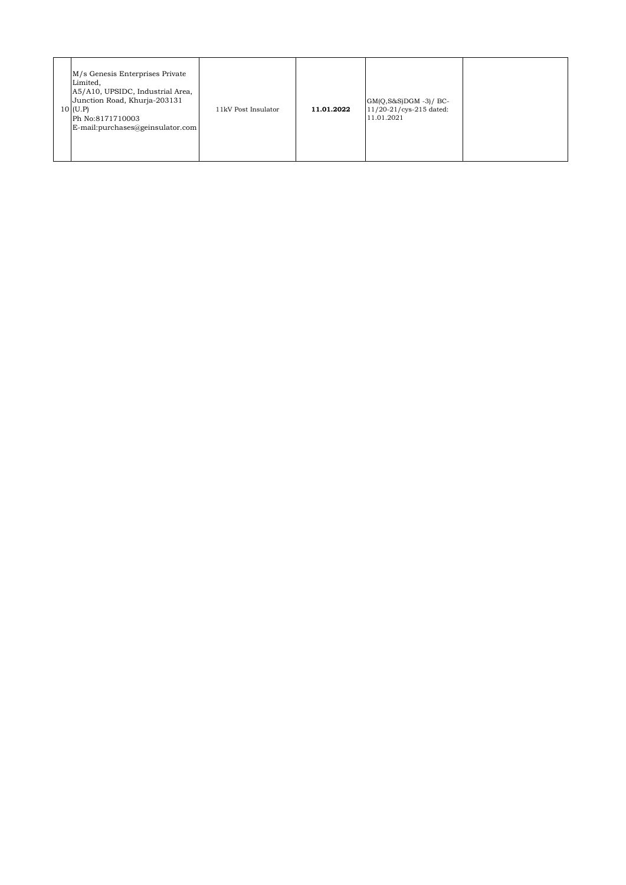| | | | | | |
|---|---|---|---|---|---|
| 10 | M/s Genesis Enterprises Private Limited,<br>A5/A10, UPSIDC, Industrial Area, Junction Road, Khurja-203131 (U.P)<br>Ph No:8171710003<br>E-mail:purchases@geinsulator.com | 11kV Post Insulator | **11.01.2022** | GM(Q,S&S)DGM -3)/ BC-11/20-21/cys-215 dated: 11.01.2021 | |